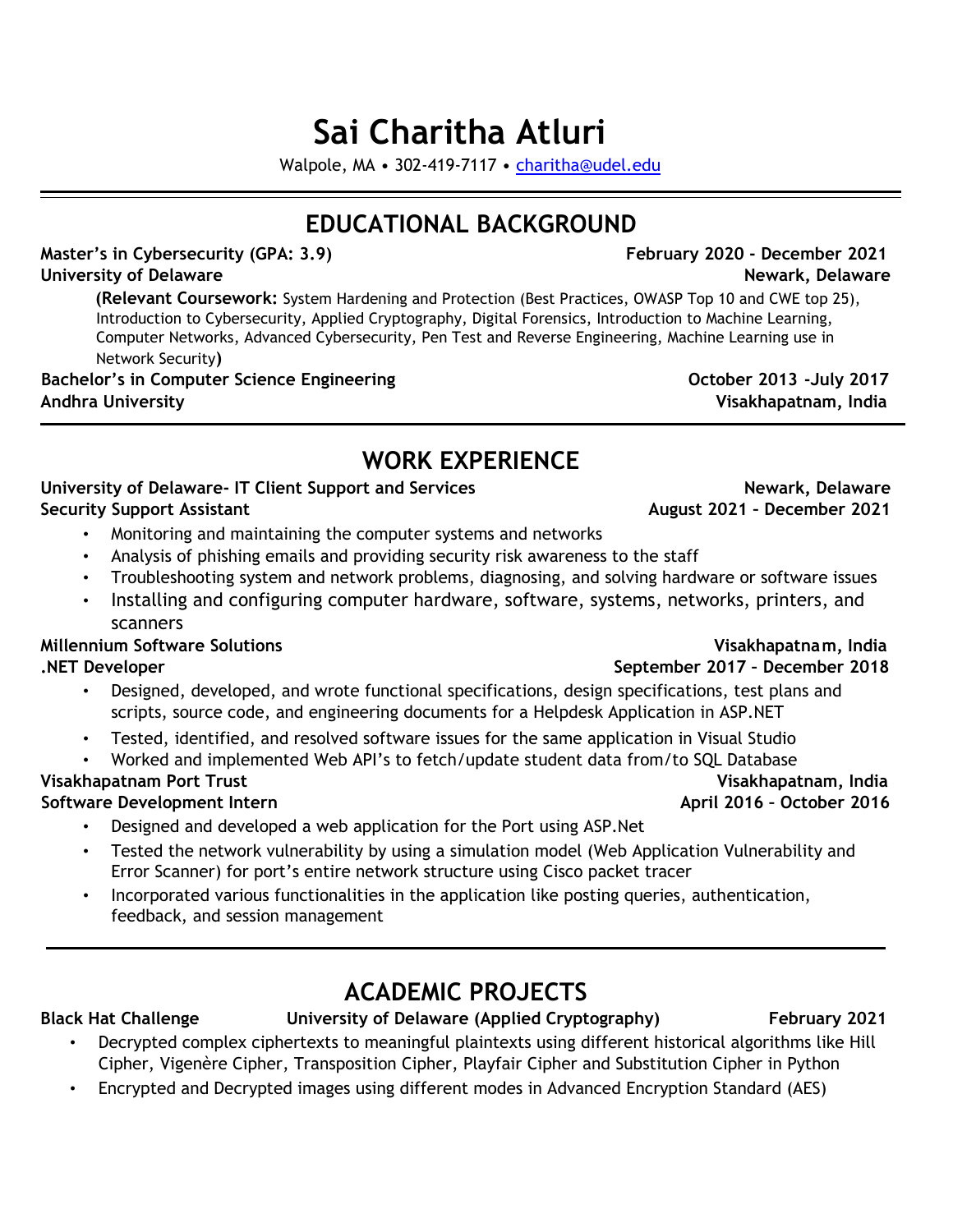# Sai Charitha Atluri

Walpole, MA • 302-419-7117 • charitha@udel.edu

## EDUCATIONAL BACKGROUND

**Master's in Cybersecurity (GPA: 3.9)** — **February 2020 - December 2021**
**University of Delaware** — **Newark, Delaware**

**(Relevant Coursework:** System Hardening and Protection (Best Practices, OWASP Top 10 and CWE top 25), Introduction to Cybersecurity, Applied Cryptography, Digital Forensics, Introduction to Machine Learning, Computer Networks, Advanced Cybersecurity, Pen Test and Reverse Engineering, Machine Learning use in Network Security**)**

**Bachelor's in Computer Science Engineering** — **October 2013 -July 2017**
**Andhra University** — **Visakhapatnam, India**

## WORK EXPERIENCE

**University of Delaware- IT Client Support and Services** — **Newark, Delaware**
**Security Support Assistant** — **August 2021 – December 2021**

- Monitoring and maintaining the computer systems and networks
- Analysis of phishing emails and providing security risk awareness to the staff
- Troubleshooting system and network problems, diagnosing, and solving hardware or software issues
- Installing and configuring computer hardware, software, systems, networks, printers, and scanners

**Millennium Software Solutions** — **Visakhapatnam, India**
**.NET Developer** — **September 2017 – December 2018**

- Designed, developed, and wrote functional specifications, design specifications, test plans and scripts, source code, and engineering documents for a Helpdesk Application in ASP.NET
- Tested, identified, and resolved software issues for the same application in Visual Studio
- Worked and implemented Web API's to fetch/update student data from/to SQL Database

**Visakhapatnam Port Trust** — **Visakhapatnam, India**
**Software Development Intern** — **April 2016 – October 2016**

- Designed and developed a web application for the Port using ASP.Net
- Tested the network vulnerability by using a simulation model (Web Application Vulnerability and Error Scanner) for port's entire network structure using Cisco packet tracer
- Incorporated various functionalities in the application like posting queries, authentication, feedback, and session management

## ACADEMIC PROJECTS

**Black Hat Challenge** — **University of Delaware (Applied Cryptography)** — **February 2021**

- Decrypted complex ciphertexts to meaningful plaintexts using different historical algorithms like Hill Cipher, Vigenère Cipher, Transposition Cipher, Playfair Cipher and Substitution Cipher in Python
- Encrypted and Decrypted images using different modes in Advanced Encryption Standard (AES)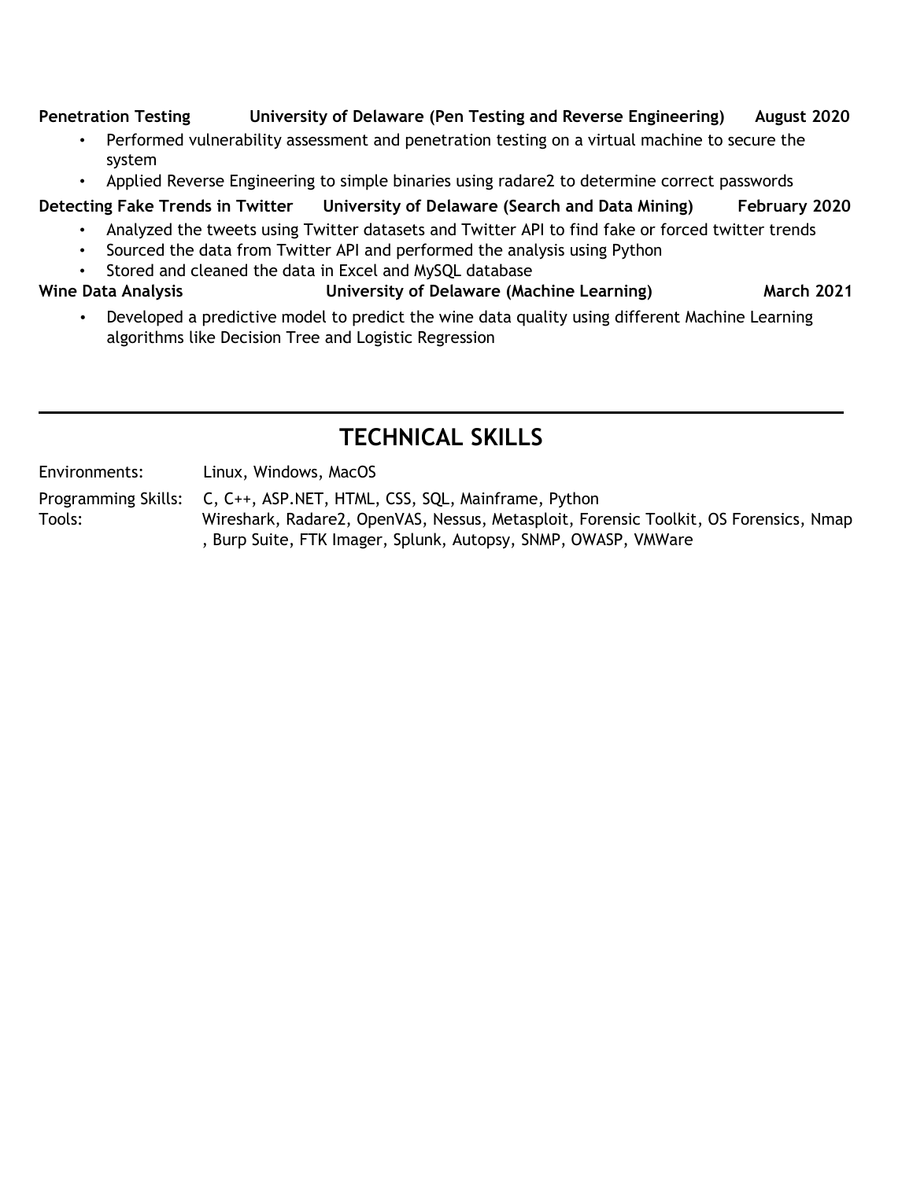**Penetration Testing** **University of Delaware (Pen Testing and Reverse Engineering)** **August 2020**

- Performed vulnerability assessment and penetration testing on a virtual machine to secure the system
- Applied Reverse Engineering to simple binaries using radare2 to determine correct passwords

**Detecting Fake Trends in Twitter** **University of Delaware (Search and Data Mining)** **February 2020**

- Analyzed the tweets using Twitter datasets and Twitter API to find fake or forced twitter trends
- Sourced the data from Twitter API and performed the analysis using Python
- Stored and cleaned the data in Excel and MySQL database

**Wine Data Analysis** **University of Delaware (Machine Learning)** **March 2021**

- Developed a predictive model to predict the wine data quality using different Machine Learning algorithms like Decision Tree and Logistic Regression

---

## TECHNICAL SKILLS

Environments: Linux, Windows, MacOS

Programming Skills: C, C++, ASP.NET, HTML, CSS, SQL, Mainframe, Python

Tools: Wireshark, Radare2, OpenVAS, Nessus, Metasploit, Forensic Toolkit, OS Forensics, Nmap , Burp Suite, FTK Imager, Splunk, Autopsy, SNMP, OWASP, VMWare